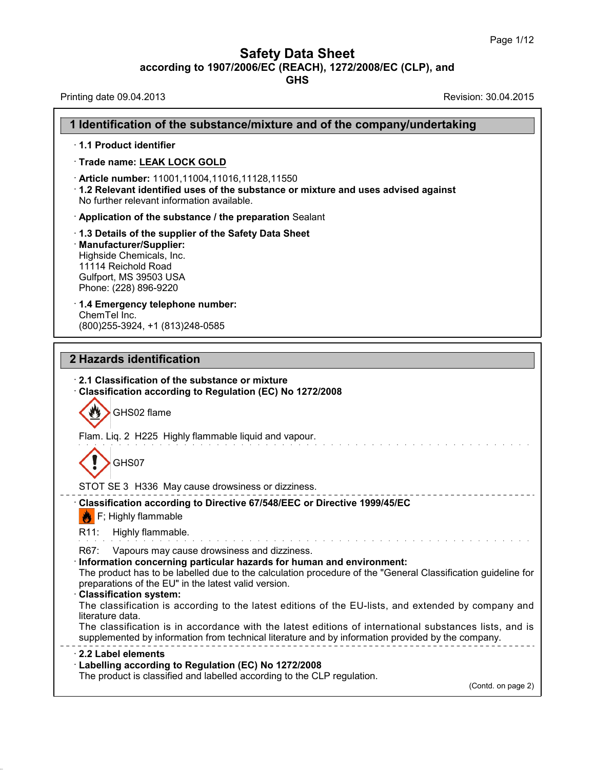# Safety Data Sheet

**according to 1907/2006/EC (REACH), 1272/2008/EC (CLP), and GHS**

Printing date 09.04.2013 Revision: 30.04.2015

## 1 Identification of the substance/mixture and of the company/undertaking

· **1.1 Product identifier**

· **Trade name: LEAK LOCK GOLD**

· **Article number:** 11001,11004,11016,11128,11550

· **1.2 Relevant identified uses of the substance or mixture and uses advised against**
No further relevant information available.

· **Application of the substance / the preparation** Sealant

· **1.3 Details of the supplier of the Safety Data Sheet**

· **Manufacturer/Supplier:**
Highside Chemicals, Inc.
11114 Reichold Road
Gulfport, MS 39503 USA
Phone: (228) 896-9220

· **1.4 Emergency telephone number:**
ChemTel Inc.
(800)255-3924, +1 (813)248-0585

## 2 Hazards identification

· **2.1 Classification of the substance or mixture**

· **Classification according to Regulation (EC) No 1272/2008**

GHS02 flame

Flam. Liq. 2 H225 Highly flammable liquid and vapour.

GHS07

STOT SE 3 H336 May cause drowsiness or dizziness.

· **Classification according to Directive 67/548/EEC or Directive 1999/45/EC**

F; Highly flammable

R11: Highly flammable.

R67: Vapours may cause drowsiness and dizziness.

· **Information concerning particular hazards for human and environment:**
The product has to be labelled due to the calculation procedure of the "General Classification guideline for preparations of the EU" in the latest valid version.

· **Classification system:**
The classification is according to the latest editions of the EU-lists, and extended by company and literature data.
The classification is in accordance with the latest editions of international substances lists, and is supplemented by information from technical literature and by information provided by the company.

· **2.2 Label elements**

· **Labelling according to Regulation (EC) No 1272/2008**
The product is classified and labelled according to the CLP regulation.

(Contd. on page 2)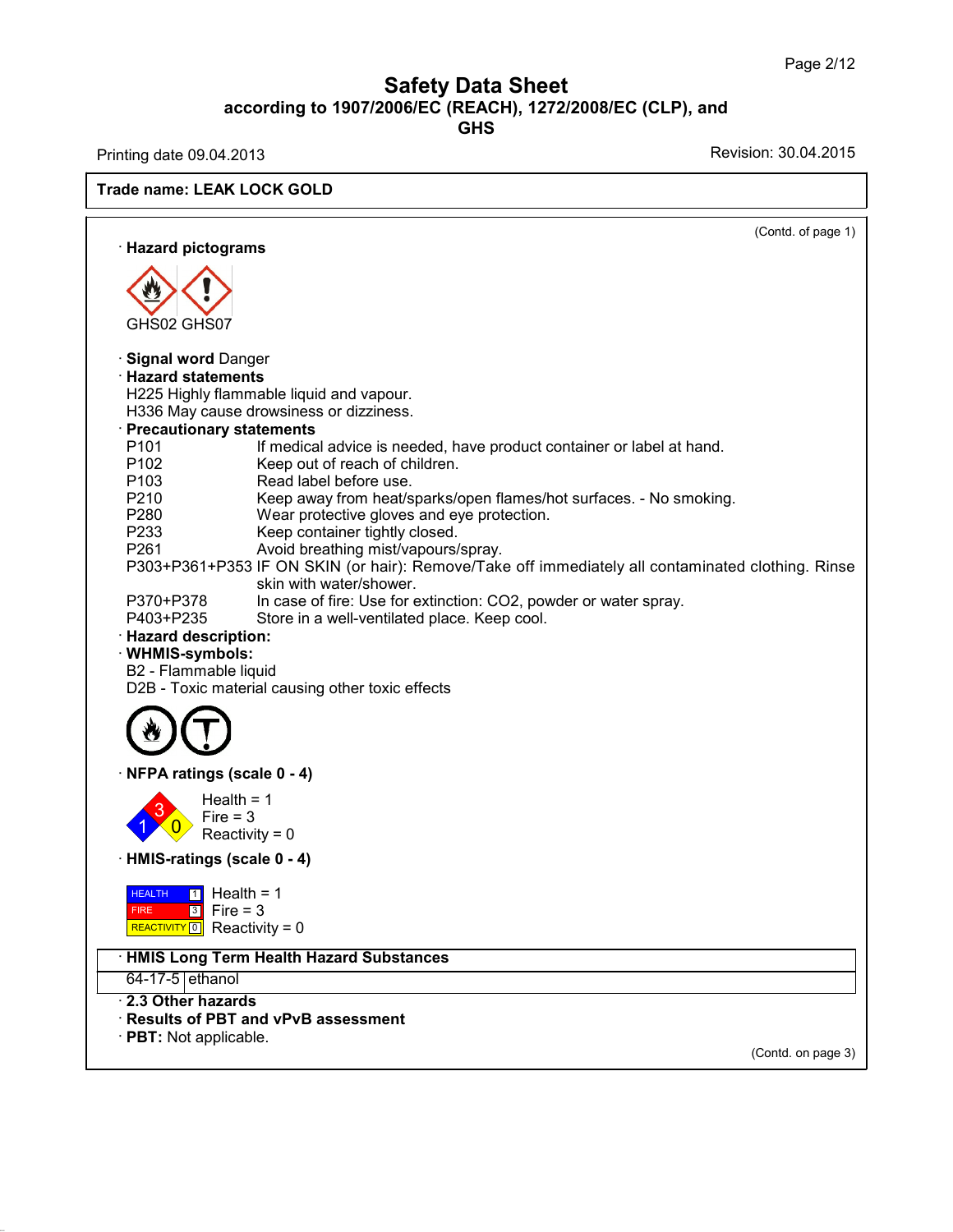# Safety Data Sheet
## according to 1907/2006/EC (REACH), 1272/2008/EC (CLP), and GHS

Printing date 09.04.2013 Revision: 30.04.2015

**Trade name: LEAK LOCK GOLD**

(Contd. of page 1)

· **Hazard pictograms**

GHS02 GHS07

· **Signal word** Danger

· **Hazard statements**

H225 Highly flammable liquid and vapour.
H336 May cause drowsiness or dizziness.

· **Precautionary statements**

| | |
|---|---|
| P101 | If medical advice is needed, have product container or label at hand. |
| P102 | Keep out of reach of children. |
| P103 | Read label before use. |
| P210 | Keep away from heat/sparks/open flames/hot surfaces. - No smoking. |
| P280 | Wear protective gloves and eye protection. |
| P233 | Keep container tightly closed. |
| P261 | Avoid breathing mist/vapours/spray. |
| P303+P361+P353 | IF ON SKIN (or hair): Remove/Take off immediately all contaminated clothing. Rinse skin with water/shower. |
| P370+P378 | In case of fire: Use for extinction: $CO_2$, powder or water spray. |
| P403+P235 | Store in a well-ventilated place. Keep cool. |

· **Hazard description:**

· **WHMIS-symbols:**

B2 - Flammable liquid
D2B - Toxic material causing other toxic effects

· **NFPA ratings (scale 0 - 4)**

Health = 1
Fire = 3
Reactivity = 0

· **HMIS-ratings (scale 0 - 4)**

HEALTH 1 Health = 1
FIRE 3 Fire = 3
REACTIVITY 0 Reactivity = 0

| · HMIS Long Term Health Hazard Substances | |
|---|---|
| 64-17-5 | ethanol |

· **2.3 Other hazards**

· **Results of PBT and vPvB assessment**

· **PBT:** Not applicable.

(Contd. on page 3)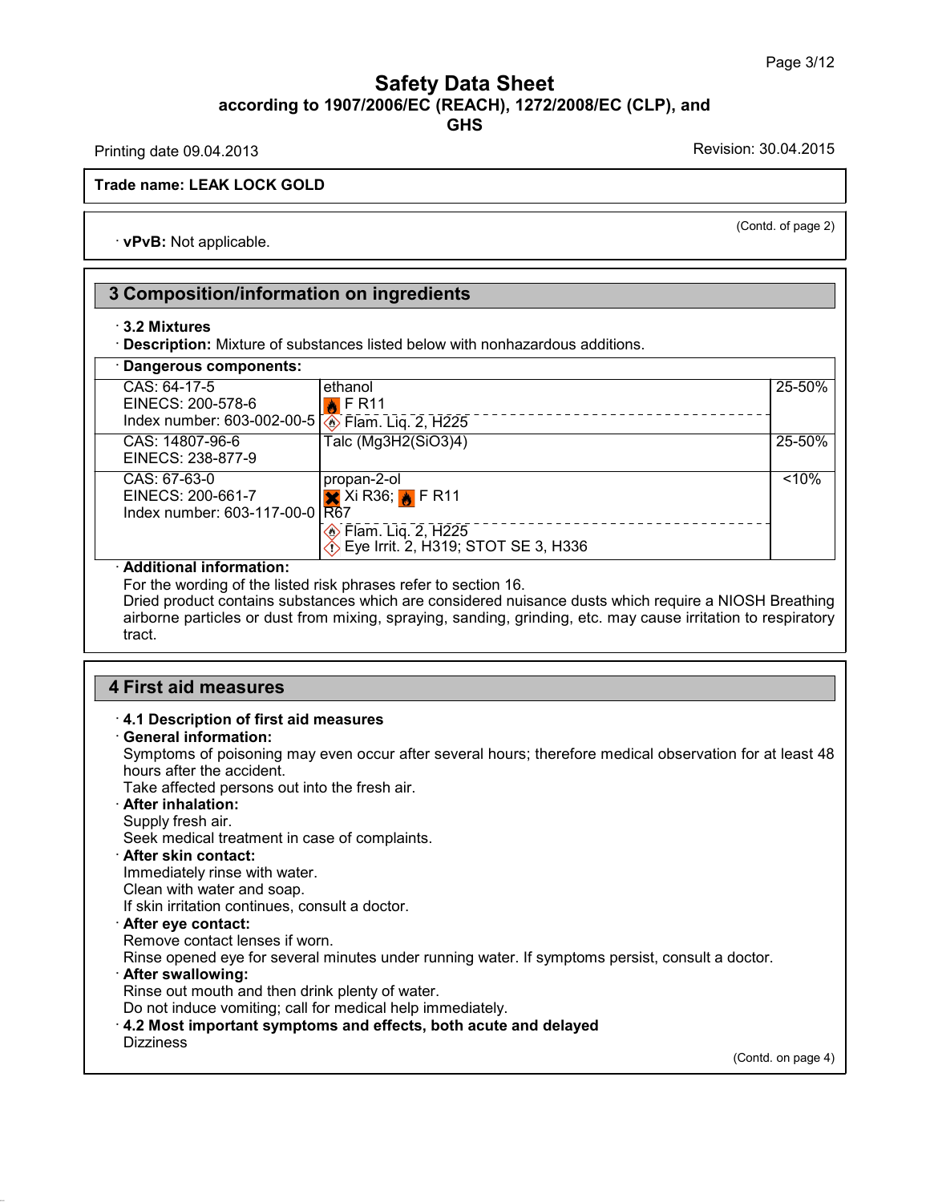(Contd. of page 2)

· **vPvB:** Not applicable.

## 3 Composition/information on ingredients

· **3.2 Mixtures**

· **Description:** Mixture of substances listed below with nonhazardous additions.

· **Dangerous components:**

| | | |
|---|---|---|
| CAS: 64-17-5<br>EINECS: 200-578-6<br>Index number: 603-002-00-5 | ethanol<br>F R11<br>Flam. Liq. 2, H225 | 25-50% |
| CAS: 14807-96-6<br>EINECS: 238-877-9 | Talc ($Mg_3H_2(SiO_3)_4$) | 25-50% |
| CAS: 67-63-0<br>EINECS: 200-661-7<br>Index number: 603-117-00-0 | propan-2-ol<br>Xi R36; F R11<br>R67<br>Flam. Liq. 2, H225<br>Eye Irrit. 2, H319; STOT SE 3, H336 | <10% |

· **Additional information:**

For the wording of the listed risk phrases refer to section 16.

Dried product contains substances which are considered nuisance dusts which require a NIOSH Breathing airborne particles or dust from mixing, spraying, sanding, grinding, etc. may cause irritation to respiratory tract.

## 4 First aid measures

· **4.1 Description of first aid measures**

· **General information:**

Symptoms of poisoning may even occur after several hours; therefore medical observation for at least 48 hours after the accident.

Take affected persons out into the fresh air.

· **After inhalation:**

Supply fresh air.

Seek medical treatment in case of complaints.

· **After skin contact:**

Immediately rinse with water.

Clean with water and soap.

If skin irritation continues, consult a doctor.

· **After eye contact:**

Remove contact lenses if worn.

Rinse opened eye for several minutes under running water. If symptoms persist, consult a doctor.

· **After swallowing:**

Rinse out mouth and then drink plenty of water.

Do not induce vomiting; call for medical help immediately.

· **4.2 Most important symptoms and effects, both acute and delayed**

Dizziness

(Contd. on page 4)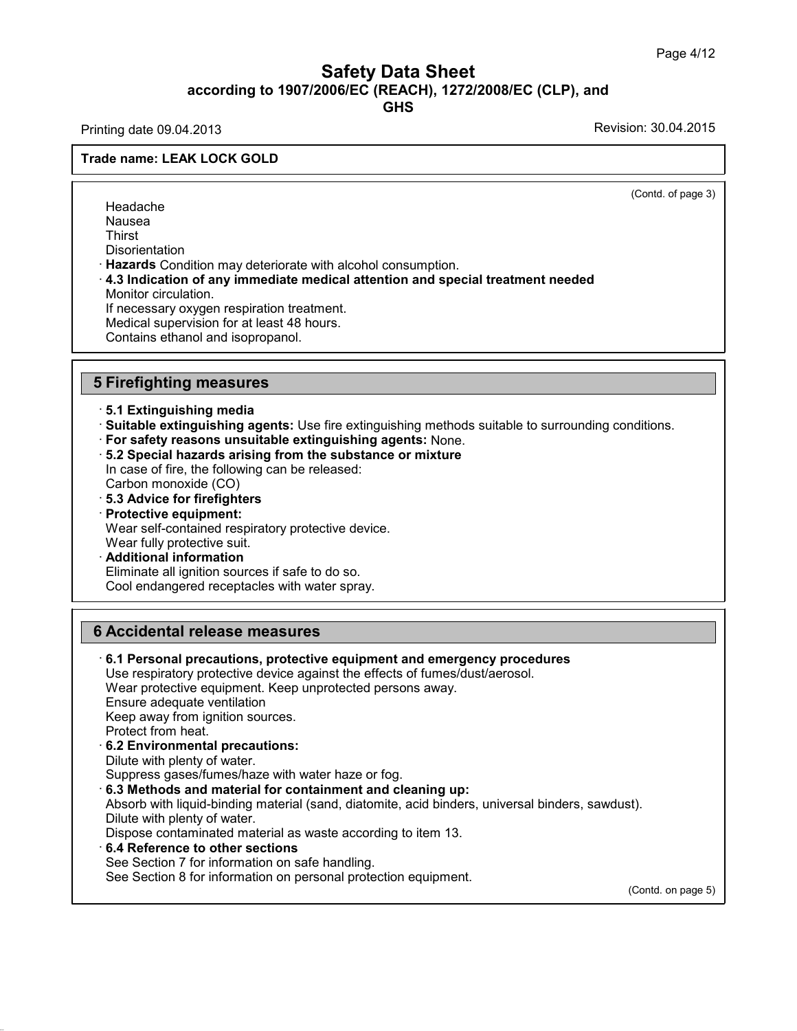(Contd. of page 3)

Headache
Nausea
Thirst
Disorientation

· **Hazards** Condition may deteriorate with alcohol consumption.

· **4.3 Indication of any immediate medical attention and special treatment needed**
Monitor circulation.
If necessary oxygen respiration treatment.
Medical supervision for at least 48 hours.
Contains ethanol and isopropanol.

## 5 Firefighting measures

· **5.1 Extinguishing media**

· **Suitable extinguishing agents:** Use fire extinguishing methods suitable to surrounding conditions.

· **For safety reasons unsuitable extinguishing agents:** None.

· **5.2 Special hazards arising from the substance or mixture**
In case of fire, the following can be released:
Carbon monoxide (CO)

· **5.3 Advice for firefighters**

· **Protective equipment:**
Wear self-contained respiratory protective device.
Wear fully protective suit.

· **Additional information**
Eliminate all ignition sources if safe to do so.
Cool endangered receptacles with water spray.

## 6 Accidental release measures

· **6.1 Personal precautions, protective equipment and emergency procedures**
Use respiratory protective device against the effects of fumes/dust/aerosol.
Wear protective equipment. Keep unprotected persons away.
Ensure adequate ventilation
Keep away from ignition sources.
Protect from heat.

· **6.2 Environmental precautions:**
Dilute with plenty of water.
Suppress gases/fumes/haze with water haze or fog.

· **6.3 Methods and material for containment and cleaning up:**
Absorb with liquid-binding material (sand, diatomite, acid binders, universal binders, sawdust).
Dilute with plenty of water.
Dispose contaminated material as waste according to item 13.

· **6.4 Reference to other sections**
See Section 7 for information on safe handling.
See Section 8 for information on personal protection equipment.

(Contd. on page 5)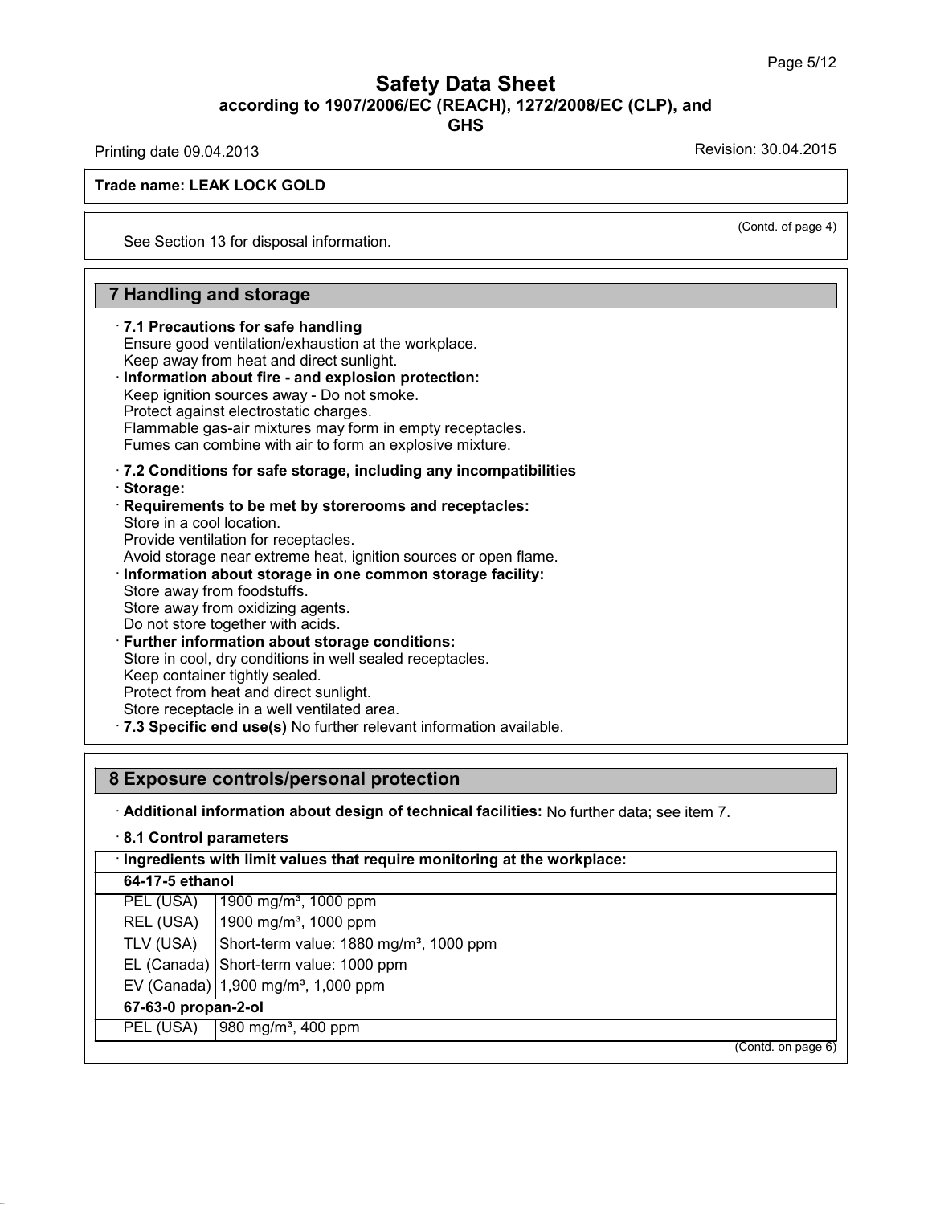(Contd. of page 4)

See Section 13 for disposal information.

## 7 Handling and storage

· **7.1 Precautions for safe handling**
Ensure good ventilation/exhaustion at the workplace.
Keep away from heat and direct sunlight.
· **Information about fire - and explosion protection:**
Keep ignition sources away - Do not smoke.
Protect against electrostatic charges.
Flammable gas-air mixtures may form in empty receptacles.
Fumes can combine with air to form an explosive mixture.

· **7.2 Conditions for safe storage, including any incompatibilities**
· **Storage:**
· **Requirements to be met by storerooms and receptacles:**
Store in a cool location.
Provide ventilation for receptacles.
Avoid storage near extreme heat, ignition sources or open flame.
· **Information about storage in one common storage facility:**
Store away from foodstuffs.
Store away from oxidizing agents.
Do not store together with acids.
· **Further information about storage conditions:**
Store in cool, dry conditions in well sealed receptacles.
Keep container tightly sealed.
Protect from heat and direct sunlight.
Store receptacle in a well ventilated area.
· **7.3 Specific end use(s)** No further relevant information available.

## 8 Exposure controls/personal protection

· **Additional information about design of technical facilities:** No further data; see item 7.

· **8.1 Control parameters**

| · **Ingredients with limit values that require monitoring at the workplace:** | |
|---|---|
| **64-17-5 ethanol** | |
| PEL (USA) | 1900 mg/m³, 1000 ppm |
| REL (USA) | 1900 mg/m³, 1000 ppm |
| TLV (USA) | Short-term value: 1880 mg/m³, 1000 ppm |
| EL (Canada) | Short-term value: 1000 ppm |
| EV (Canada) | 1,900 mg/m³, 1,000 ppm |
| **67-63-0 propan-2-ol** | |
| PEL (USA) | 980 mg/m³, 400 ppm |

(Contd. on page 6)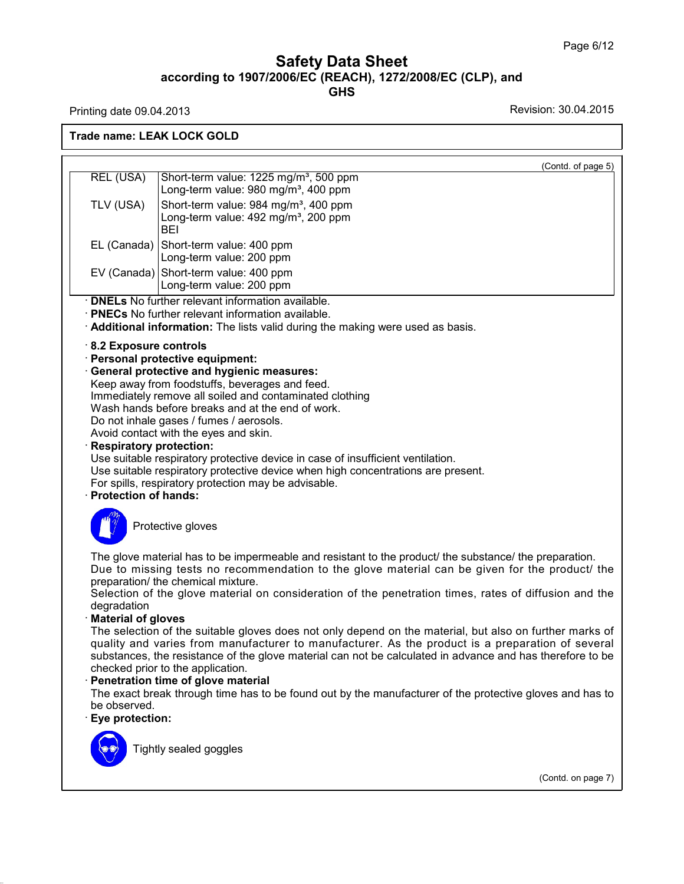# Safety Data Sheet
## according to 1907/2006/EC (REACH), 1272/2008/EC (CLP), and GHS

Printing date 09.04.2013 Revision: 30.04.2015

**Trade name: LEAK LOCK GOLD**

(Contd. of page 5)

| | |
|---|---|
| REL (USA) | Short-term value: 1225 mg/m³, 500 ppm<br>Long-term value: 980 mg/m³, 400 ppm |
| TLV (USA) | Short-term value: 984 mg/m³, 400 ppm<br>Long-term value: 492 mg/m³, 200 ppm<br>BEI |
| EL (Canada) | Short-term value: 400 ppm<br>Long-term value: 200 ppm |
| EV (Canada) | Short-term value: 400 ppm<br>Long-term value: 200 ppm |

· **DNELs** No further relevant information available.
· **PNECs** No further relevant information available.
· **Additional information:** The lists valid during the making were used as basis.

· **8.2 Exposure controls**
· **Personal protective equipment:**
· **General protective and hygienic measures:**
Keep away from foodstuffs, beverages and feed.
Immediately remove all soiled and contaminated clothing
Wash hands before breaks and at the end of work.
Do not inhale gases / fumes / aerosols.
Avoid contact with the eyes and skin.
· **Respiratory protection:**
Use suitable respiratory protective device in case of insufficient ventilation.
Use suitable respiratory protective device when high concentrations are present.
For spills, respiratory protection may be advisable.
· **Protection of hands:**

Protective gloves

The glove material has to be impermeable and resistant to the product/ the substance/ the preparation.
Due to missing tests no recommendation to the glove material can be given for the product/ the preparation/ the chemical mixture.
Selection of the glove material on consideration of the penetration times, rates of diffusion and the degradation
· **Material of gloves**
The selection of the suitable gloves does not only depend on the material, but also on further marks of quality and varies from manufacturer to manufacturer. As the product is a preparation of several substances, the resistance of the glove material can not be calculated in advance and has therefore to be checked prior to the application.
· **Penetration time of glove material**
The exact break through time has to be found out by the manufacturer of the protective gloves and has to be observed.
· **Eye protection:**

Tightly sealed goggles

(Contd. on page 7)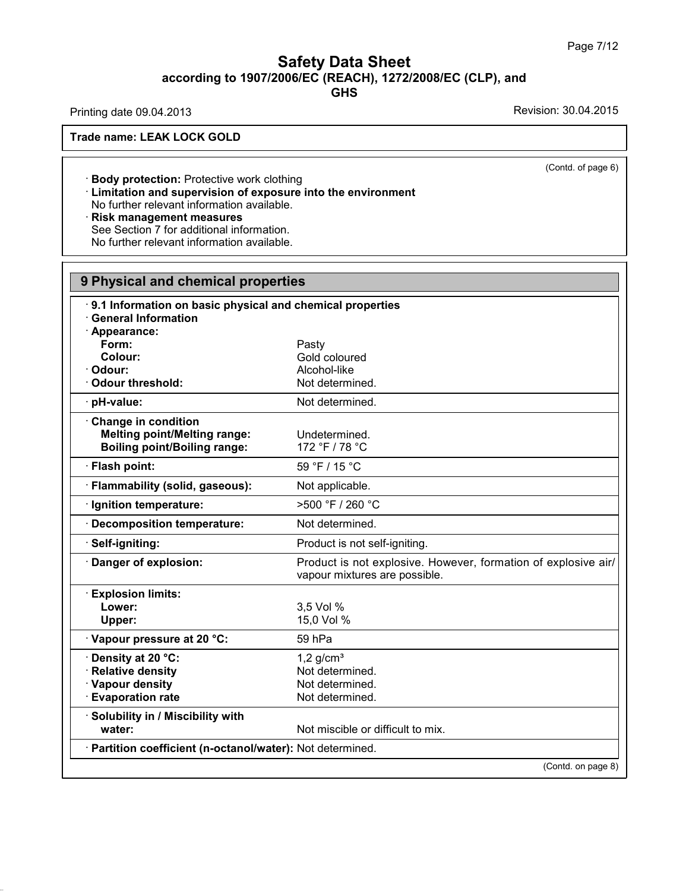**Trade name: LEAK LOCK GOLD**

(Contd. of page 6)

· **Body protection:** Protective work clothing
· **Limitation and supervision of exposure into the environment**
No further relevant information available.
· **Risk management measures**
See Section 7 for additional information.
No further relevant information available.

## 9 Physical and chemical properties

· **9.1 Information on basic physical and chemical properties**
· **General Information**

| Property | Value |
|---|---|
| · **Appearance:** | |
| **Form:** | Pasty |
| **Colour:** | Gold coloured |
| · **Odour:** | Alcohol-like |
| · **Odour threshold:** | Not determined. |
| · **pH-value:** | Not determined. |
| · **Change in condition** | |
| **Melting point/Melting range:** | Undetermined. |
| **Boiling point/Boiling range:** | 172 °F / 78 °C |
| · **Flash point:** | 59 °F / 15 °C |
| · **Flammability (solid, gaseous):** | Not applicable. |
| · **Ignition temperature:** | >500 °F / 260 °C |
| · **Decomposition temperature:** | Not determined. |
| · **Self-igniting:** | Product is not self-igniting. |
| · **Danger of explosion:** | Product is not explosive. However, formation of explosive air/vapour mixtures are possible. |
| · **Explosion limits:** | |
| **Lower:** | 3,5 Vol % |
| **Upper:** | 15,0 Vol % |
| · **Vapour pressure at 20 °C:** | 59 hPa |
| · **Density at 20 °C:** | 1,2 g/cm³ |
| · **Relative density** | Not determined. |
| · **Vapour density** | Not determined. |
| · **Evaporation rate** | Not determined. |
| · **Solubility in / Miscibility with water:** | Not miscible or difficult to mix. |
| · **Partition coefficient (n-octanol/water):** | Not determined. |

(Contd. on page 8)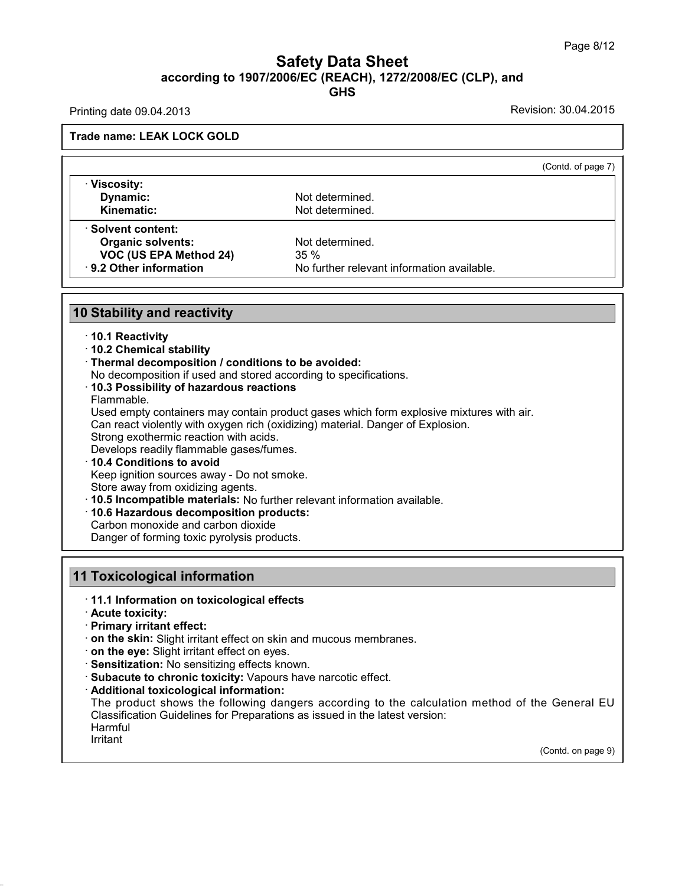(Contd. of page 7)

| · **Viscosity:** | |
|---|---|
| **Dynamic:** | Not determined. |
| **Kinematic:** | Not determined. |
| · **Solvent content:** | |
| **Organic solvents:** | Not determined. |
| **VOC (US EPA Method 24)** | 35 % |
| · **9.2 Other information** | No further relevant information available. |

## 10 Stability and reactivity

· **10.1 Reactivity**

· **10.2 Chemical stability**

· **Thermal decomposition / conditions to be avoided:**
No decomposition if used and stored according to specifications.

· **10.3 Possibility of hazardous reactions**
Flammable.
Used empty containers may contain product gases which form explosive mixtures with air.
Can react violently with oxygen rich (oxidizing) material. Danger of Explosion.
Strong exothermic reaction with acids.
Develops readily flammable gases/fumes.

· **10.4 Conditions to avoid**
Keep ignition sources away - Do not smoke.
Store away from oxidizing agents.

· **10.5 Incompatible materials:** No further relevant information available.

· **10.6 Hazardous decomposition products:**
Carbon monoxide and carbon dioxide
Danger of forming toxic pyrolysis products.

## 11 Toxicological information

· **11.1 Information on toxicological effects**

· **Acute toxicity:**

· **Primary irritant effect:**

· **on the skin:** Slight irritant effect on skin and mucous membranes.

· **on the eye:** Slight irritant effect on eyes.

· **Sensitization:** No sensitizing effects known.

· **Subacute to chronic toxicity:** Vapours have narcotic effect.

· **Additional toxicological information:**
The product shows the following dangers according to the calculation method of the General EU Classification Guidelines for Preparations as issued in the latest version:
Harmful
Irritant

(Contd. on page 9)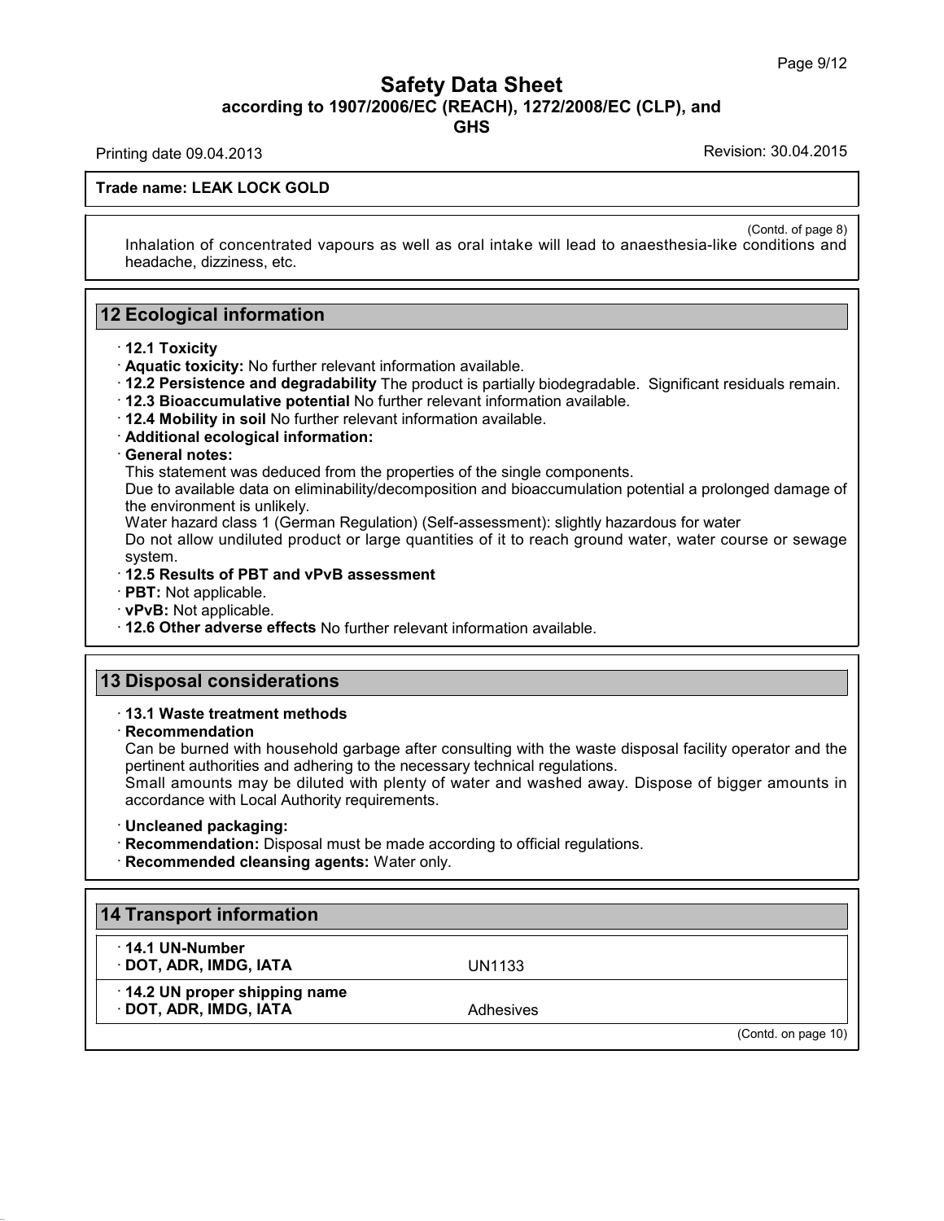Inhalation of concentrated vapours as well as oral intake will lead to anaesthesia-like conditions and headache, dizziness, etc.

## 12 Ecological information

· **12.1 Toxicity**
· **Aquatic toxicity:** No further relevant information available.
· **12.2 Persistence and degradability** The product is partially biodegradable. Significant residuals remain.
· **12.3 Bioaccumulative potential** No further relevant information available.
· **12.4 Mobility in soil** No further relevant information available.
· **Additional ecological information:**
· **General notes:**
This statement was deduced from the properties of the single components.
Due to available data on eliminability/decomposition and bioaccumulation potential a prolonged damage of the environment is unlikely.
Water hazard class 1 (German Regulation) (Self-assessment): slightly hazardous for water
Do not allow undiluted product or large quantities of it to reach ground water, water course or sewage system.
· **12.5 Results of PBT and vPvB assessment**
· **PBT:** Not applicable.
· **vPvB:** Not applicable.
· **12.6 Other adverse effects** No further relevant information available.

## 13 Disposal considerations

· **13.1 Waste treatment methods**
· **Recommendation**
Can be burned with household garbage after consulting with the waste disposal facility operator and the pertinent authorities and adhering to the necessary technical regulations.
Small amounts may be diluted with plenty of water and washed away. Dispose of bigger amounts in accordance with Local Authority requirements.

· **Uncleaned packaging:**
· **Recommendation:** Disposal must be made according to official regulations.
· **Recommended cleansing agents:** Water only.

## 14 Transport information

| | |
|---|---|
| · **14.1 UN-Number**<br>· **DOT, ADR, IMDG, IATA** | UN1133 |
| · **14.2 UN proper shipping name**<br>· **DOT, ADR, IMDG, IATA** | Adhesives |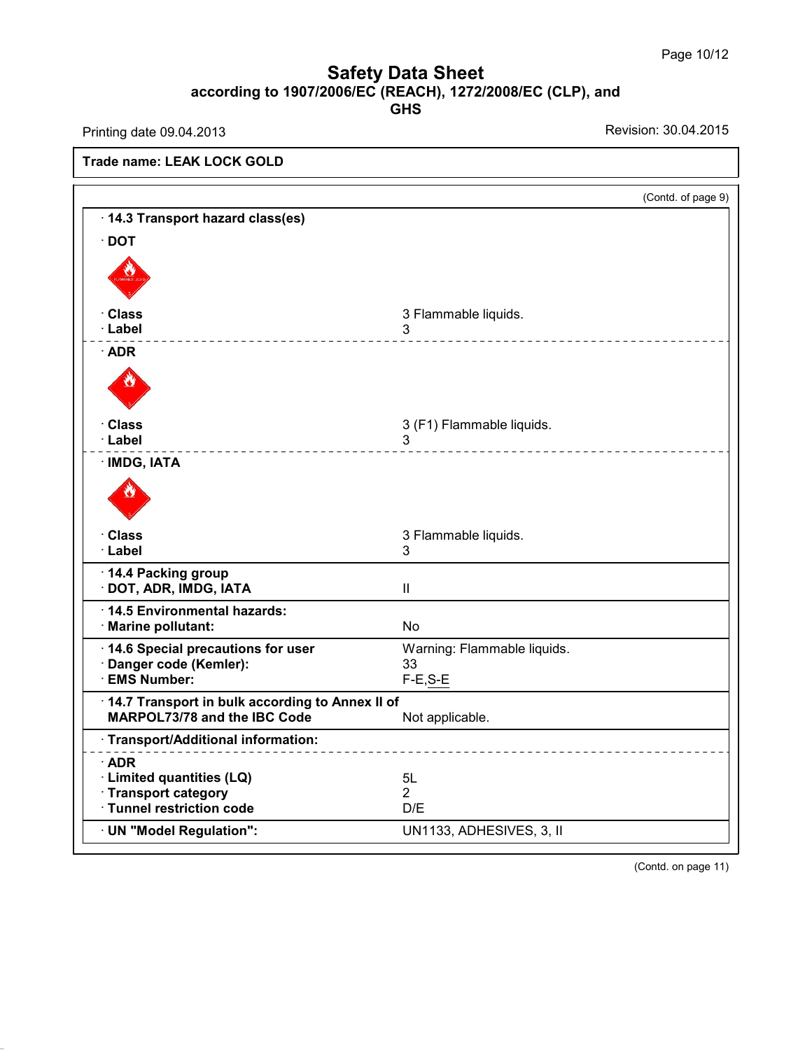Safety Data Sheet
according to 1907/2006/EC (REACH), 1272/2008/EC (CLP), and GHS

Printing date 09.04.2013 Revision: 30.04.2015

**Trade name: LEAK LOCK GOLD**

(Contd. of page 9)

**· 14.3 Transport hazard class(es)**

**· DOT**

| | |
|---|---|
| **· Class** | 3 Flammable liquids. |
| **· Label** | 3 |

**· ADR**

| | |
|---|---|
| **· Class** | 3 (F1) Flammable liquids. |
| **· Label** | 3 |

**· IMDG, IATA**

| | |
|---|---|
| **· Class** | 3 Flammable liquids. |
| **· Label** | 3 |

| | |
|---|---|
| **· 14.4 Packing group** | |
| **· DOT, ADR, IMDG, IATA** | II |
| **· 14.5 Environmental hazards:** | |
| **· Marine pollutant:** | No |
| **· 14.6 Special precautions for user** | Warning: Flammable liquids. |
| **· Danger code (Kemler):** | 33 |
| **· EMS Number:** | F-E,S-E |
| **· 14.7 Transport in bulk according to Annex II of MARPOL73/78 and the IBC Code** | Not applicable. |

**· Transport/Additional information:**

| | |
|---|---|
| **· ADR** | |
| **· Limited quantities (LQ)** | 5L |
| **· Transport category** | 2 |
| **· Tunnel restriction code** | D/E |
| **· UN "Model Regulation":** | UN1133, ADHESIVES, 3, II |

(Contd. on page 11)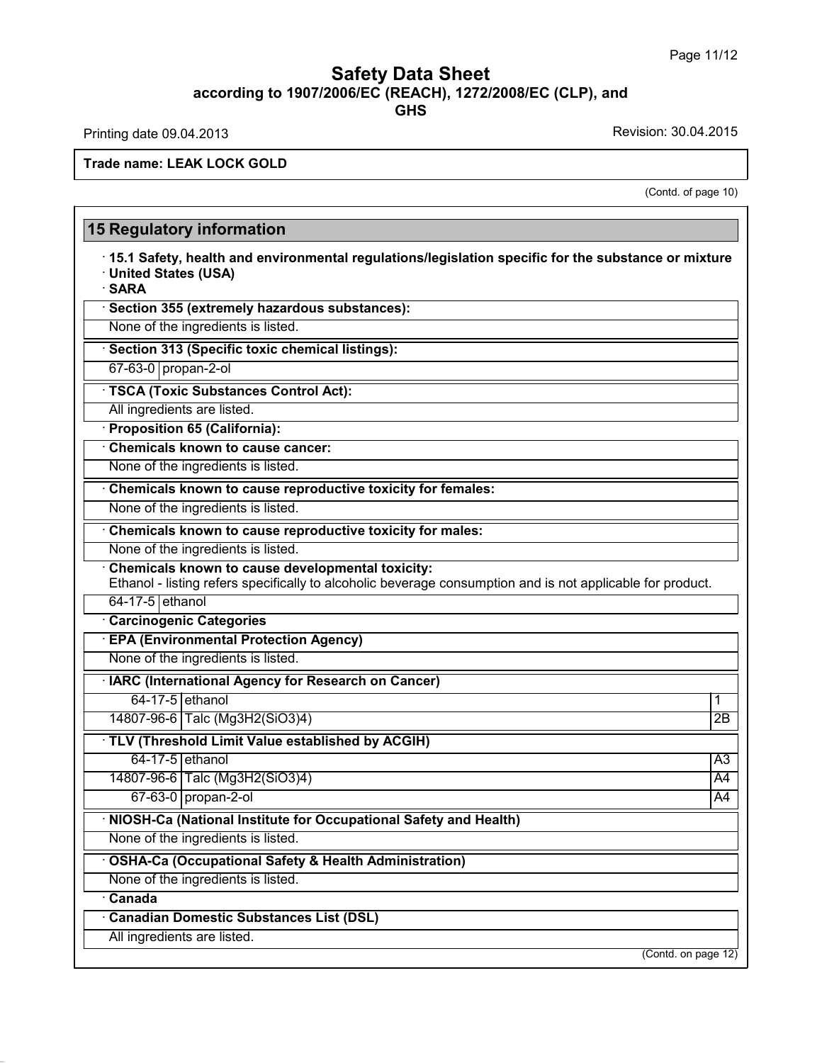# Safety Data Sheet
## according to 1907/2006/EC (REACH), 1272/2008/EC (CLP), and GHS

Printing date 09.04.2013 Revision: 30.04.2015

**Trade name: LEAK LOCK GOLD**

(Contd. of page 10)

## 15 Regulatory information

· **15.1 Safety, health and environmental regulations/legislation specific for the substance or mixture**
· **United States (USA)**
· **SARA**

· **Section 355 (extremely hazardous substances):**

None of the ingredients is listed.

· **Section 313 (Specific toxic chemical listings):**

| | |
|---|---|
| 67-63-0 | propan-2-ol |

· **TSCA (Toxic Substances Control Act):**

All ingredients are listed.

· **Proposition 65 (California):**

· **Chemicals known to cause cancer:**

None of the ingredients is listed.

· **Chemicals known to cause reproductive toxicity for females:**

None of the ingredients is listed.

· **Chemicals known to cause reproductive toxicity for males:**

None of the ingredients is listed.

· **Chemicals known to cause developmental toxicity:**
Ethanol - listing refers specifically to alcoholic beverage consumption and is not applicable for product.

| | |
|---|---|
| 64-17-5 | ethanol |

· **Carcinogenic Categories**

· **EPA (Environmental Protection Agency)**

None of the ingredients is listed.

· **IARC (International Agency for Research on Cancer)**

| | | |
|---|---|---|
| 64-17-5 | ethanol | 1 |
| 14807-96-6 | Talc (Mg3H2(SiO3)4) | 2B |

· **TLV (Threshold Limit Value established by ACGIH)**

| | | |
|---|---|---|
| 64-17-5 | ethanol | A3 |
| 14807-96-6 | Talc (Mg3H2(SiO3)4) | A4 |
| 67-63-0 | propan-2-ol | A4 |

· **NIOSH-Ca (National Institute for Occupational Safety and Health)**

None of the ingredients is listed.

· **OSHA-Ca (Occupational Safety & Health Administration)**

None of the ingredients is listed.

· **Canada**

· **Canadian Domestic Substances List (DSL)**

All ingredients are listed.

(Contd. on page 12)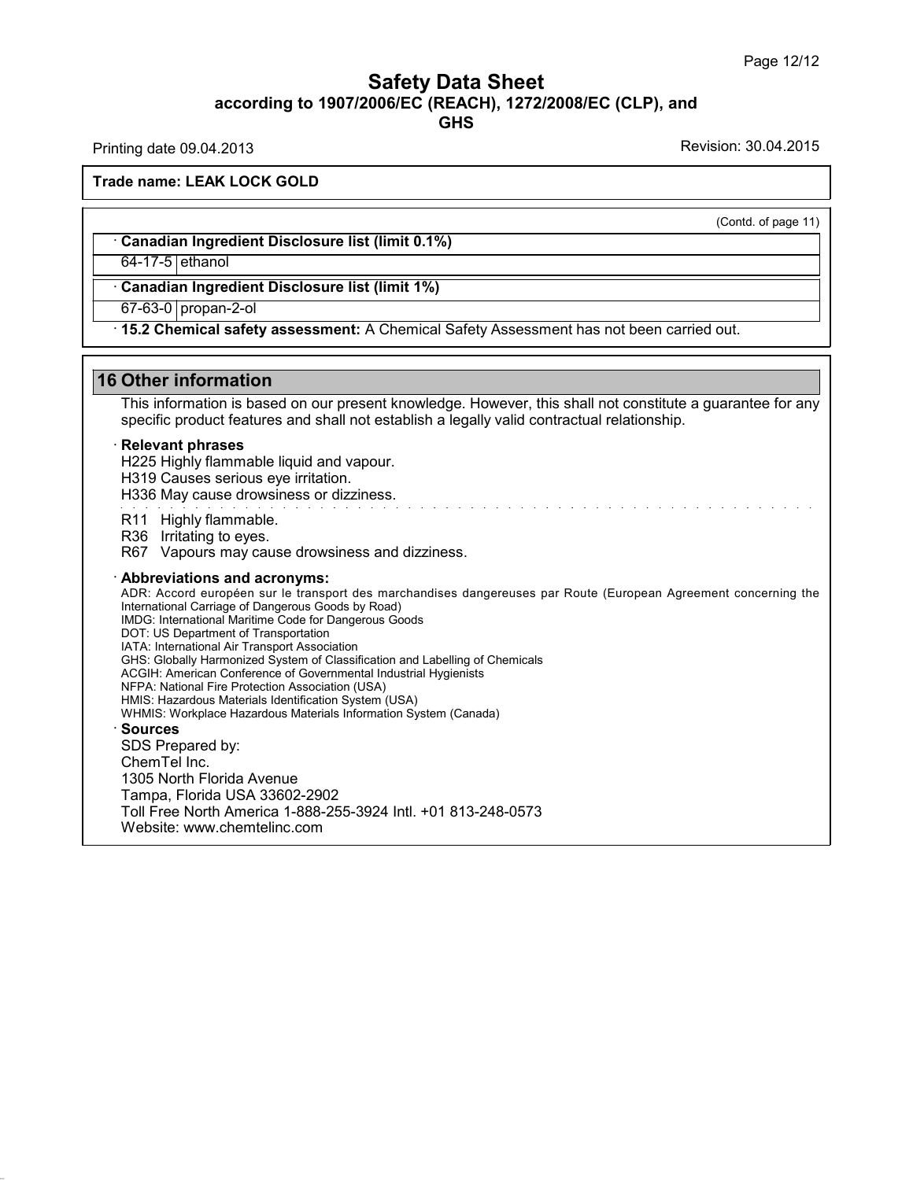# Safety Data Sheet
## according to 1907/2006/EC (REACH), 1272/2008/EC (CLP), and GHS

Printing date 09.04.2013 Revision: 30.04.2015

**Trade name: LEAK LOCK GOLD**

(Contd. of page 11)

· **Canadian Ingredient Disclosure list (limit 0.1%)**

| | |
|---|---|
| 64-17-5 | ethanol |

· **Canadian Ingredient Disclosure list (limit 1%)**

| | |
|---|---|
| 67-63-0 | propan-2-ol |

· **15.2 Chemical safety assessment:** A Chemical Safety Assessment has not been carried out.

## 16 Other information

This information is based on our present knowledge. However, this shall not constitute a guarantee for any specific product features and shall not establish a legally valid contractual relationship.

· **Relevant phrases**

H225 Highly flammable liquid and vapour.
H319 Causes serious eye irritation.
H336 May cause drowsiness or dizziness.

R11 Highly flammable.
R36 Irritating to eyes.
R67 Vapours may cause drowsiness and dizziness.

· **Abbreviations and acronyms:**

ADR: Accord européen sur le transport des marchandises dangereuses par Route (European Agreement concerning the International Carriage of Dangerous Goods by Road)
IMDG: International Maritime Code for Dangerous Goods
DOT: US Department of Transportation
IATA: International Air Transport Association
GHS: Globally Harmonized System of Classification and Labelling of Chemicals
ACGIH: American Conference of Governmental Industrial Hygienists
NFPA: National Fire Protection Association (USA)
HMIS: Hazardous Materials Identification System (USA)
WHMIS: Workplace Hazardous Materials Information System (Canada)

· **Sources**

SDS Prepared by:
ChemTel Inc.
1305 North Florida Avenue
Tampa, Florida USA 33602-2902
Toll Free North America 1-888-255-3924 Intl. +01 813-248-0573
Website: www.chemtelinc.com